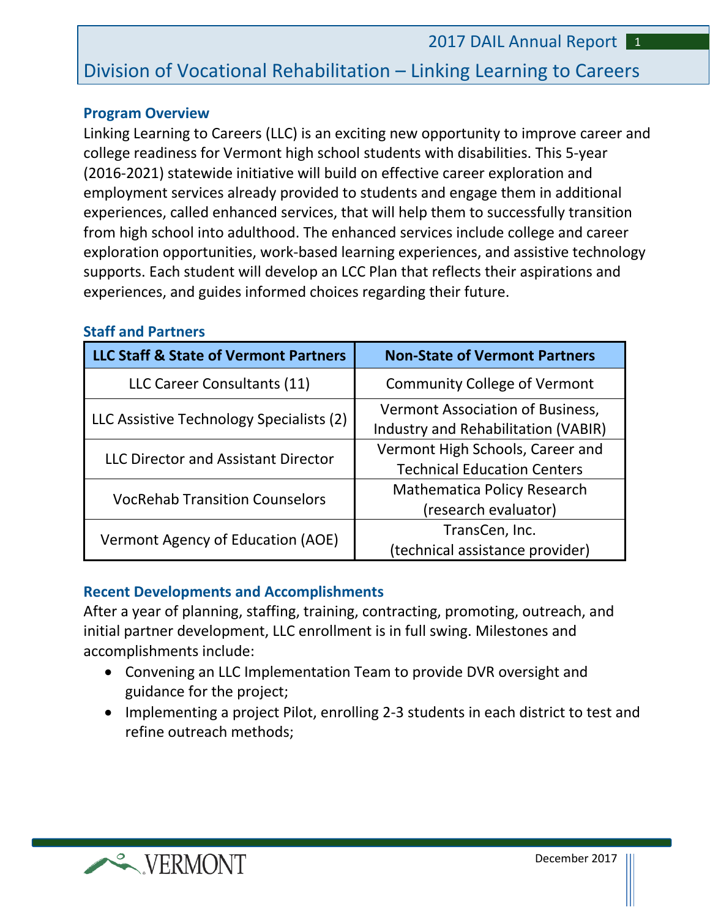# Division of Vocational Rehabilitation – Linking Learning to Careers

## Program Overview

Linking Learning to Careers (LLC) is an exciting new opportunity to improve career and college readiness for Vermont high school students with disabilities. This 5-year (2016-2021) statewide initiative will build on effective career exploration and employment services already provided to students and engage them in additional experiences, called enhanced services, that will help them to successfully transition from high school into adulthood. The enhanced services include college and career exploration opportunities, work-based learning experiences, and assistive technology supports. Each student will develop an LCC Plan that reflects their aspirations and experiences, and guides informed choices regarding their future.

## Staff and Partners

| LLC Staff & State of Vermont Partners | Non-State of Vermont Partners |
| --- | --- |
| LLC Career Consultants (11) | Community College of Vermont |
| LLC Assistive Technology Specialists (2) | Vermont Association of Business, Industry and Rehabilitation (VABIR) |
| LLC Director and Assistant Director | Vermont High Schools, Career and Technical Education Centers |
| VocRehab Transition Counselors | Mathematica Policy Research (research evaluator) |
| Vermont Agency of Education (AOE) | TransCen, Inc. (technical assistance provider) |

## Recent Developments and Accomplishments

After a year of planning, staffing, training, contracting, promoting, outreach, and initial partner development, LLC enrollment is in full swing. Milestones and accomplishments include:

- Convening an LLC Implementation Team to provide DVR oversight and guidance for the project;
- Implementing a project Pilot, enrolling 2-3 students in each district to test and refine outreach methods;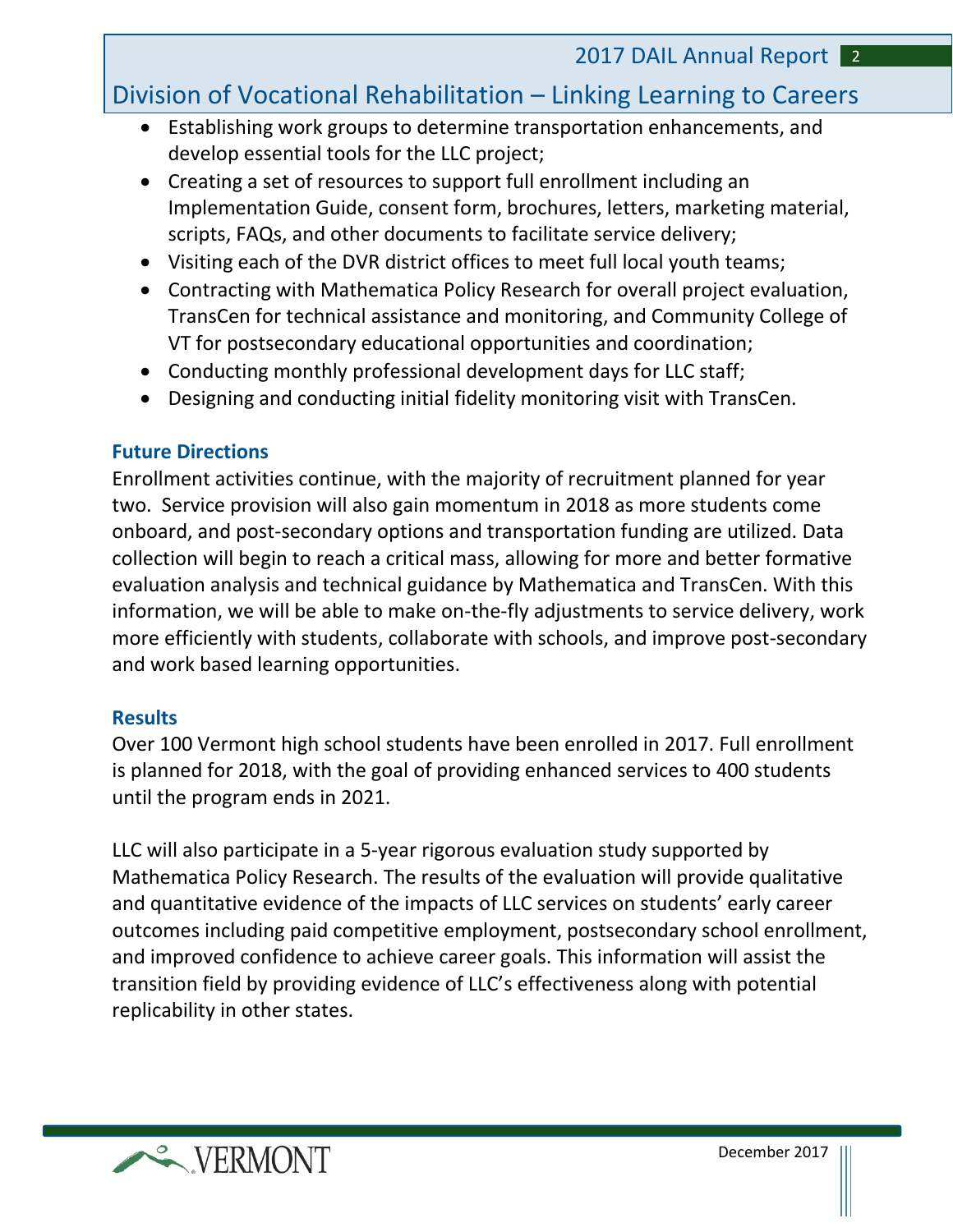- Establishing work groups to determine transportation enhancements, and develop essential tools for the LLC project;
- Creating a set of resources to support full enrollment including an Implementation Guide, consent form, brochures, letters, marketing material, scripts, FAQs, and other documents to facilitate service delivery;
- Visiting each of the DVR district offices to meet full local youth teams;
- Contracting with Mathematica Policy Research for overall project evaluation, TransCen for technical assistance and monitoring, and Community College of VT for postsecondary educational opportunities and coordination;
- Conducting monthly professional development days for LLC staff;
- Designing and conducting initial fidelity monitoring visit with TransCen.

### Future Directions

Enrollment activities continue, with the majority of recruitment planned for year two. Service provision will also gain momentum in 2018 as more students come onboard, and post-secondary options and transportation funding are utilized. Data collection will begin to reach a critical mass, allowing for more and better formative evaluation analysis and technical guidance by Mathematica and TransCen. With this information, we will be able to make on-the-fly adjustments to service delivery, work more efficiently with students, collaborate with schools, and improve post-secondary and work based learning opportunities.

### Results

Over 100 Vermont high school students have been enrolled in 2017. Full enrollment is planned for 2018, with the goal of providing enhanced services to 400 students until the program ends in 2021.

LLC will also participate in a 5-year rigorous evaluation study supported by Mathematica Policy Research. The results of the evaluation will provide qualitative and quantitative evidence of the impacts of LLC services on students' early career outcomes including paid competitive employment, postsecondary school enrollment, and improved confidence to achieve career goals. This information will assist the transition field by providing evidence of LLC's effectiveness along with potential replicability in other states.